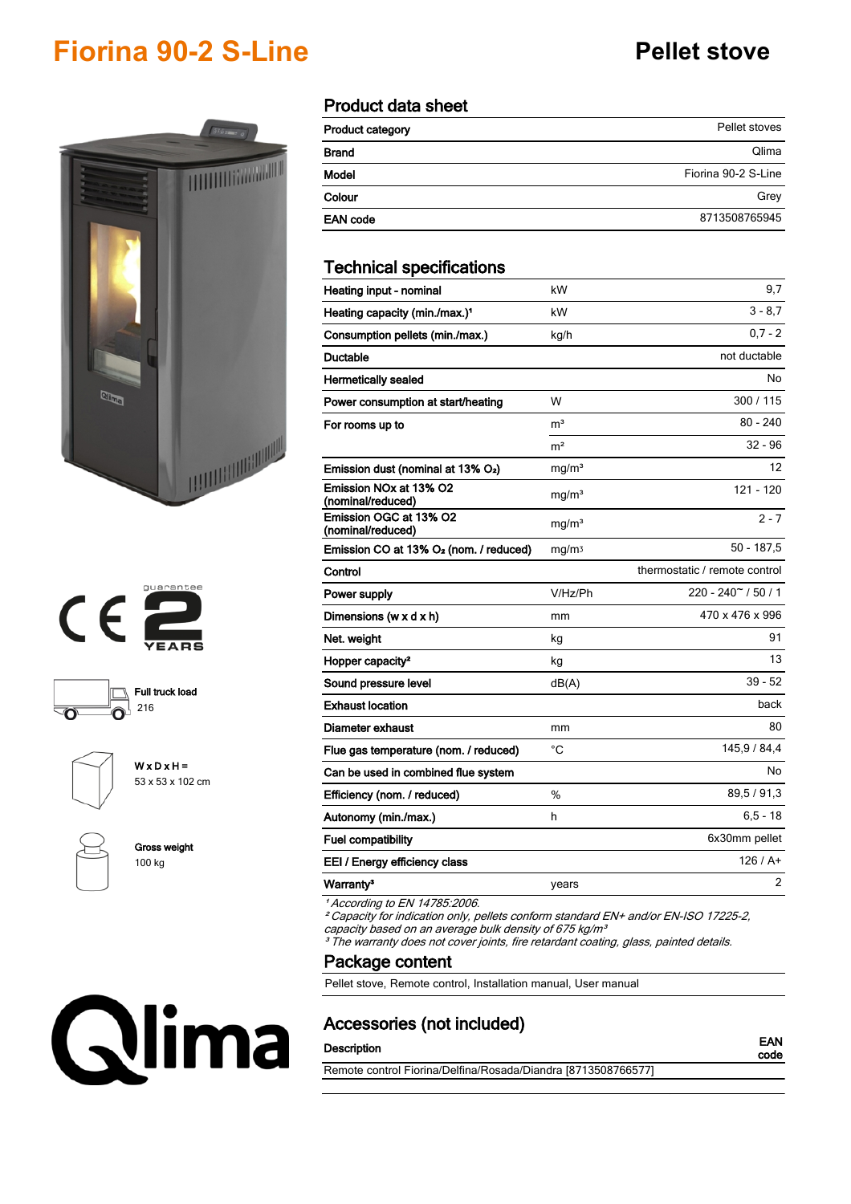# Fiorina 90-2 S-Line

**Pellet stove**

guarantee 2 YEARS

Full truck load
216

W x D x H =
53 x 53 x 102 cm

Gross weight
100 kg

## Product data sheet

| | |
|---|---|
| **Product category** | Pellet stoves |
| **Brand** | Qlima |
| **Model** | Fiorina 90-2 S-Line |
| **Colour** | Grey |
| **EAN code** | 8713508765945 |

## Technical specifications

| | | |
|---|---|---|
| **Heating input - nominal** | kW | 9,7 |
| **Heating capacity (min./max.)[1]** | kW | 3 - 8,7 |
| **Consumption pellets (min./max.)** | kg/h | 0,7 - 2 |
| **Ductable** | | not ductable |
| **Hermetically sealed** | | No |
| **Power consumption at start/heating** | W | 300 / 115 |
| **For rooms up to** | m³ | 80 - 240 |
| | m² | 32 - 96 |
| **Emission dust (nominal at 13% $O_2$)** | mg/m³ | 12 |
| **Emission NOx at 13% O2 (nominal/reduced)** | mg/m³ | 121 - 120 |
| **Emission OGC at 13% O2 (nominal/reduced)** | mg/m³ | 2 - 7 |
| **Emission CO at 13% $O_2$ (nom. / reduced)** | mg/m3 | 50 - 187,5 |
| **Control** | | thermostatic / remote control |
| **Power supply** | V/Hz/Ph | 220 - 240~ / 50 / 1 |
| **Dimensions (w x d x h)** | mm | 470 x 476 x 996 |
| **Net. weight** | kg | 91 |
| **Hopper capacity[2]** | kg | 13 |
| **Sound pressure level** | dB(A) | 39 - 52 |
| **Exhaust location** | | back |
| **Diameter exhaust** | mm | 80 |
| **Flue gas temperature (nom. / reduced)** | °C | 145,9 / 84,4 |
| **Can be used in combined flue system** | | No |
| **Efficiency (nom. / reduced)** | % | 89,5 / 91,3 |
| **Autonomy (min./max.)** | h | 6,5 - 18 |
| **Fuel compatibility** | | 6x30mm pellet |
| **EEI / Energy efficiency class** | | 126 / A+ |
| **Warranty[3]** | years | 2 |

*[1] According to EN 14785:2006.*
*[2] Capacity for indication only, pellets conform standard EN+ and/or EN-ISO 17225-2, capacity based on an average bulk density of 675 kg/m³*
*[3] The warranty does not cover joints, fire retardant coating, glass, painted details.*

## Package content

Pellet stove, Remote control, Installation manual, User manual

## Accessories (not included)

| Description | EAN code |
|---|---|
| Remote control Fiorina/Delfina/Rosada/Diandra [8713508766577] | |

Qlima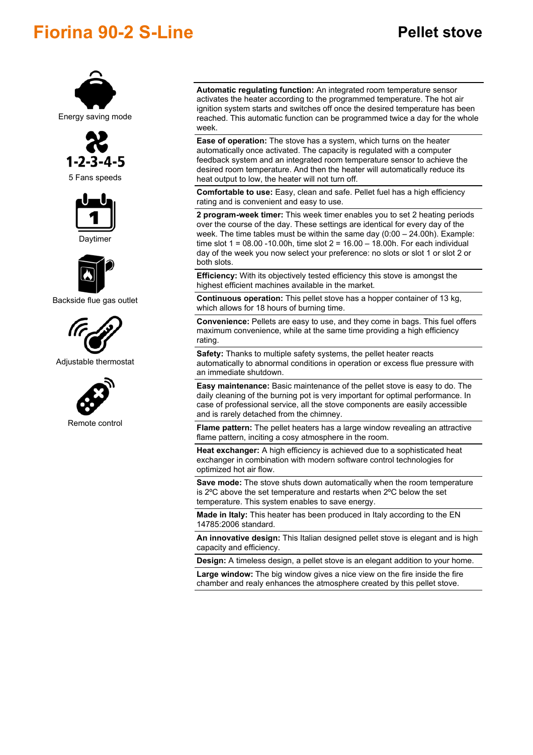# Fiorina 90-2 S-Line

## Pellet stove

Energy saving mode

1-2-3-4-5
5 Fans speeds

Daytimer

Backside flue gas outlet

Adjustable thermostat

Remote control

**Automatic regulating function:** An integrated room temperature sensor activates the heater according to the programmed temperature. The hot air ignition system starts and switches off once the desired temperature has been reached. This automatic function can be programmed twice a day for the whole week.

**Ease of operation:** The stove has a system, which turns on the heater automatically once activated. The capacity is regulated with a computer feedback system and an integrated room temperature sensor to achieve the desired room temperature. And then the heater will automatically reduce its heat output to low, the heater will not turn off.

**Comfortable to use:** Easy, clean and safe. Pellet fuel has a high efficiency rating and is convenient and easy to use.

**2 program-week timer:** This week timer enables you to set 2 heating periods over the course of the day. These settings are identical for every day of the week. The time tables must be within the same day (0:00 – 24.00h). Example: time slot 1 = 08.00 -10.00h, time slot 2 = 16.00 – 18.00h. For each individual day of the week you now select your preference: no slots or slot 1 or slot 2 or both slots.

**Efficiency:** With its objectively tested efficiency this stove is amongst the highest efficient machines available in the market.

**Continuous operation:** This pellet stove has a hopper container of 13 kg, which allows for 18 hours of burning time.

**Convenience:** Pellets are easy to use, and they come in bags. This fuel offers maximum convenience, while at the same time providing a high efficiency rating.

**Safety:** Thanks to multiple safety systems, the pellet heater reacts automatically to abnormal conditions in operation or excess flue pressure with an immediate shutdown.

**Easy maintenance:** Basic maintenance of the pellet stove is easy to do. The daily cleaning of the burning pot is very important for optimal performance. In case of professional service, all the stove components are easily accessible and is rarely detached from the chimney.

**Flame pattern:** The pellet heaters has a large window revealing an attractive flame pattern, inciting a cosy atmosphere in the room.

**Heat exchanger:** A high efficiency is achieved due to a sophisticated heat exchanger in combination with modern software control technologies for optimized hot air flow.

**Save mode:** The stove shuts down automatically when the room temperature is 2ºC above the set temperature and restarts when 2ºC below the set temperature. This system enables to save energy.

**Made in Italy:** This heater has been produced in Italy according to the EN 14785:2006 standard.

**An innovative design:** This Italian designed pellet stove is elegant and is high capacity and efficiency.

**Design:** A timeless design, a pellet stove is an elegant addition to your home.

**Large window:** The big window gives a nice view on the fire inside the fire chamber and realy enhances the atmosphere created by this pellet stove.